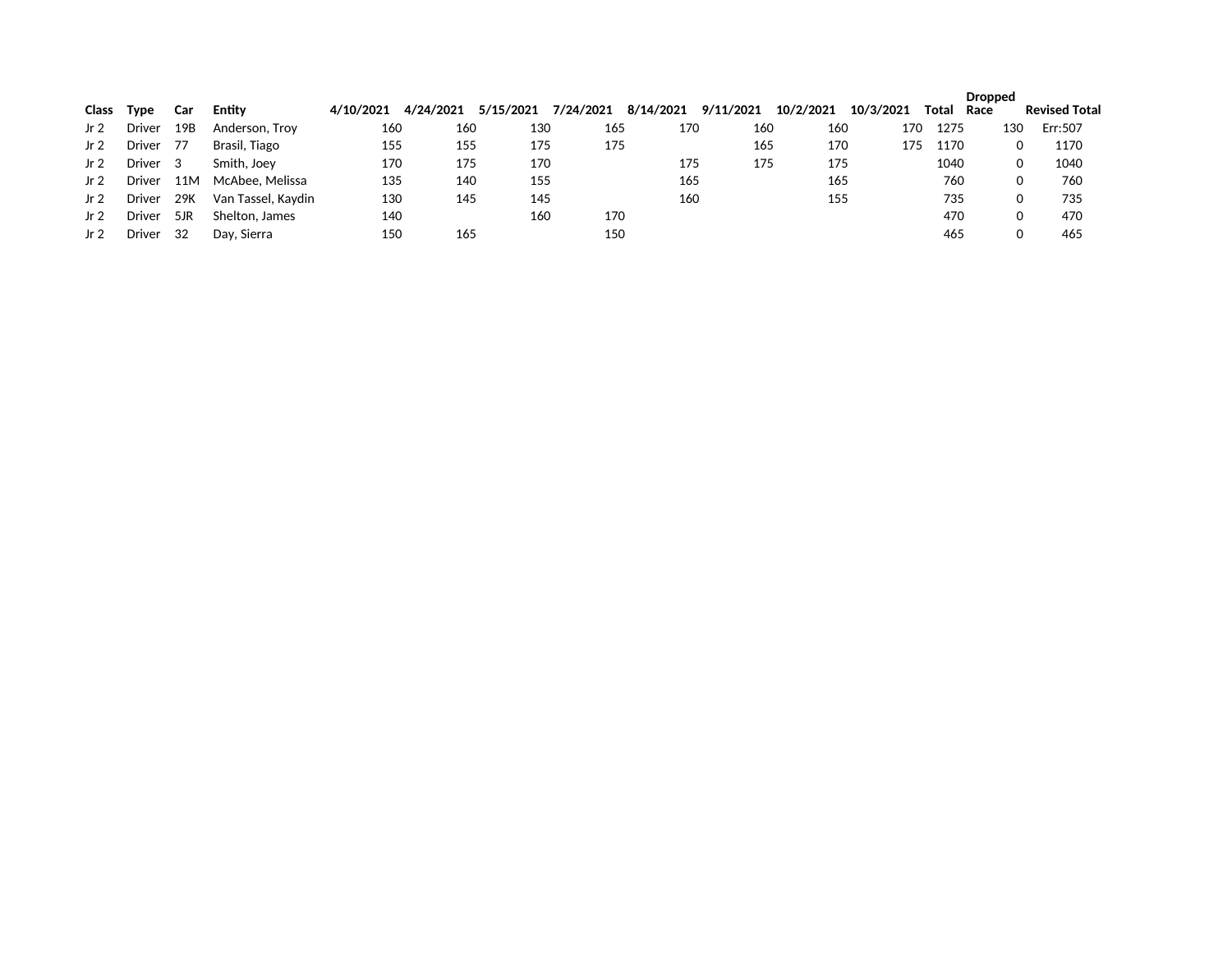| Class | Type | Car | Entity | 4/10/2021 | 4/24/2021 | 5/15/2021 | 7/24/2021 | 8/14/2021 | 9/11/2021 | 10/2/2021 | 10/3/2021 | Total | Dropped Race | Revised Total |
|---|---|---|---|---|---|---|---|---|---|---|---|---|---|---|
| Jr 2 | Driver | 19B | Anderson, Troy | 160 | 160 | 130 | 165 | 170 | 160 | 160 | 170 | 1275 | 130 | Err:507 |
| Jr 2 | Driver | 77 | Brasil, Tiago | 155 | 155 | 175 | 175 | | 165 | 170 | 175 | 1170 | 0 | 1170 |
| Jr 2 | Driver | 3 | Smith, Joey | 170 | 175 | 170 | | 175 | 175 | 175 | | 1040 | 0 | 1040 |
| Jr 2 | Driver | 11M | McAbee, Melissa | 135 | 140 | 155 | | 165 | | 165 | | 760 | 0 | 760 |
| Jr 2 | Driver | 29K | Van Tassel, Kaydin | 130 | 145 | 145 | | 160 | | 155 | | 735 | 0 | 735 |
| Jr 2 | Driver | 5JR | Shelton, James | 140 | | 160 | 170 | | | | | 470 | 0 | 470 |
| Jr 2 | Driver | 32 | Day, Sierra | 150 | 165 | | 150 | | | | | 465 | 0 | 465 |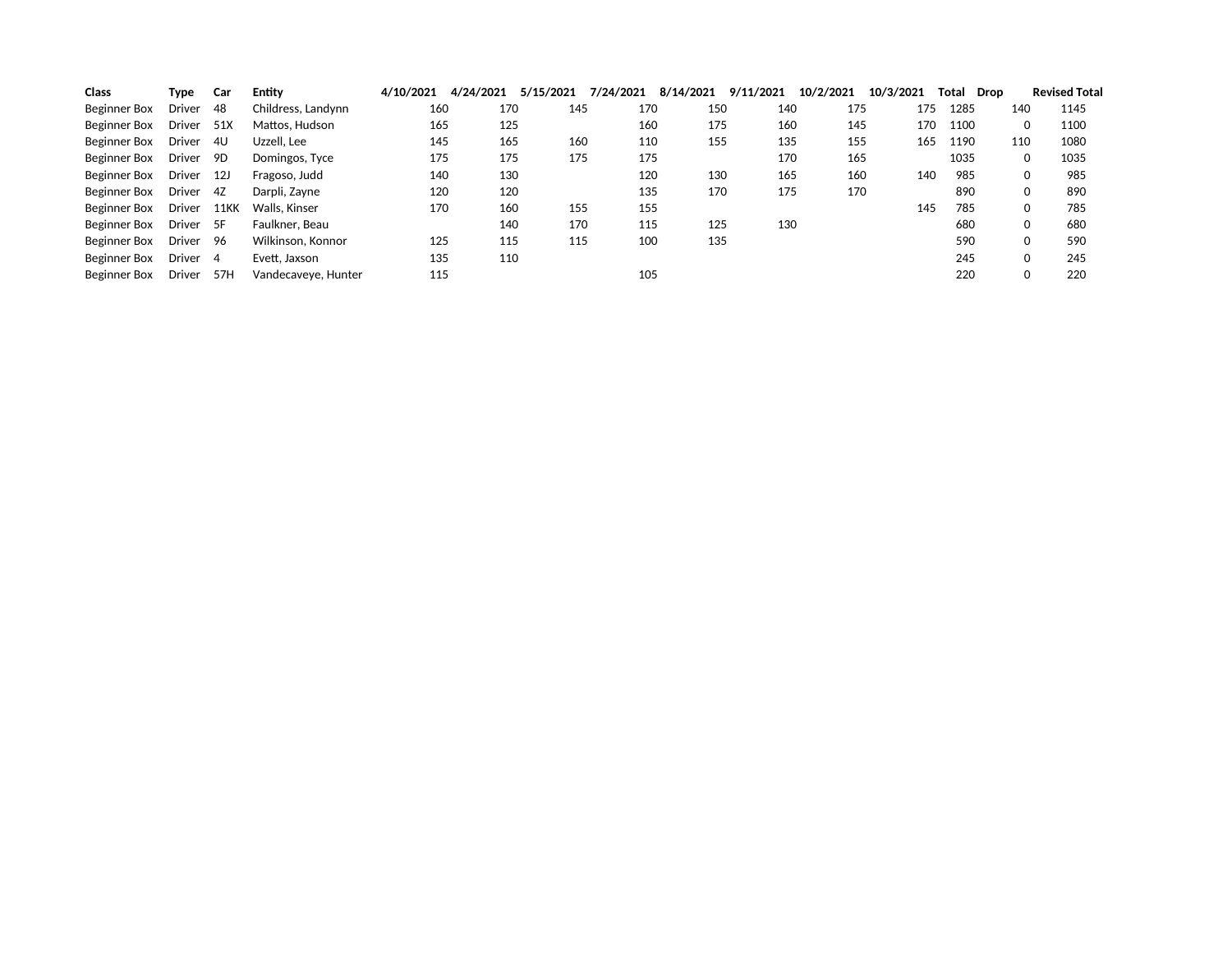| Class | Type | Car | Entity | 4/10/2021 | 4/24/2021 | 5/15/2021 | 7/24/2021 | 8/14/2021 | 9/11/2021 | 10/2/2021 | 10/3/2021 | Total | Drop | Revised Total |
|---|---|---|---|---|---|---|---|---|---|---|---|---|---|---|
| Beginner Box | Driver | 48 | Childress, Landynn | 160 | 170 | 145 | 170 | 150 | 140 | 175 | 175 | 1285 | 140 | 1145 |
| Beginner Box | Driver | 51X | Mattos, Hudson | 165 | 125 | | 160 | 175 | 160 | 145 | 170 | 1100 | 0 | 1100 |
| Beginner Box | Driver | 4U | Uzzell, Lee | 145 | 165 | 160 | 110 | 155 | 135 | 155 | 165 | 1190 | 110 | 1080 |
| Beginner Box | Driver | 9D | Domingos, Tyce | 175 | 175 | 175 | 175 | | 170 | 165 | | 1035 | 0 | 1035 |
| Beginner Box | Driver | 12J | Fragoso, Judd | 140 | 130 | | 120 | 130 | 165 | 160 | 140 | 985 | 0 | 985 |
| Beginner Box | Driver | 4Z | Darpli, Zayne | 120 | 120 | | 135 | 170 | 175 | 170 | | 890 | 0 | 890 |
| Beginner Box | Driver | 11KK | Walls, Kinser | 170 | 160 | 155 | 155 | | | | 145 | 785 | 0 | 785 |
| Beginner Box | Driver | 5F | Faulkner, Beau | | 140 | 170 | 115 | 125 | 130 | | | 680 | 0 | 680 |
| Beginner Box | Driver | 96 | Wilkinson, Konnor | 125 | 115 | 115 | 100 | 135 | | | | 590 | 0 | 590 |
| Beginner Box | Driver | 4 | Evett, Jaxson | 135 | 110 | | | | | | | 245 | 0 | 245 |
| Beginner Box | Driver | 57H | Vandecaveye, Hunter | 115 | | | 105 | | | | | 220 | 0 | 220 |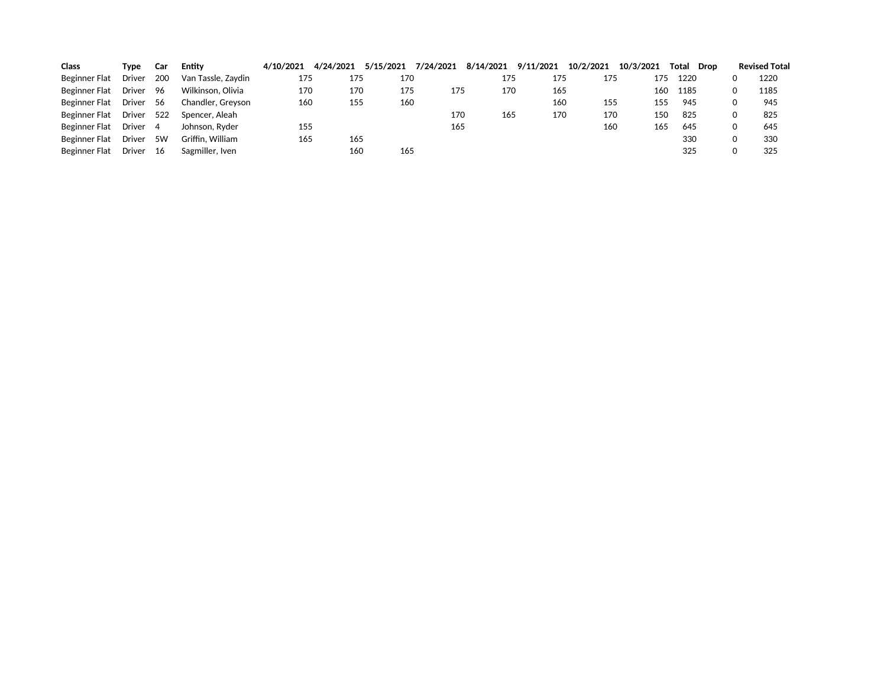| Class | Type | Car | Entity | 4/10/2021 | 4/24/2021 | 5/15/2021 | 7/24/2021 | 8/14/2021 | 9/11/2021 | 10/2/2021 | 10/3/2021 | Total | Drop | Revised Total |
|---|---|---|---|---|---|---|---|---|---|---|---|---|---|---|
| Beginner Flat | Driver | 200 | Van Tassle, Zaydin | 175 | 175 | 170 | | 175 | 175 | 175 | 175 | 1220 | 0 | 1220 |
| Beginner Flat | Driver | 96 | Wilkinson, Olivia | 170 | 170 | 175 | 175 | 170 | 165 | | 160 | 1185 | 0 | 1185 |
| Beginner Flat | Driver | 56 | Chandler, Greyson | 160 | 155 | 160 | | | 160 | 155 | 155 | 945 | 0 | 945 |
| Beginner Flat | Driver | 522 | Spencer, Aleah | | | | 170 | 165 | 170 | 170 | 150 | 825 | 0 | 825 |
| Beginner Flat | Driver | 4 | Johnson, Ryder | 155 | | | 165 | | | 160 | 165 | 645 | 0 | 645 |
| Beginner Flat | Driver | 5W | Griffin, William | 165 | 165 | | | | | | | 330 | 0 | 330 |
| Beginner Flat | Driver | 16 | Sagmiller, Iven | | 160 | 165 | | | | | | 325 | 0 | 325 |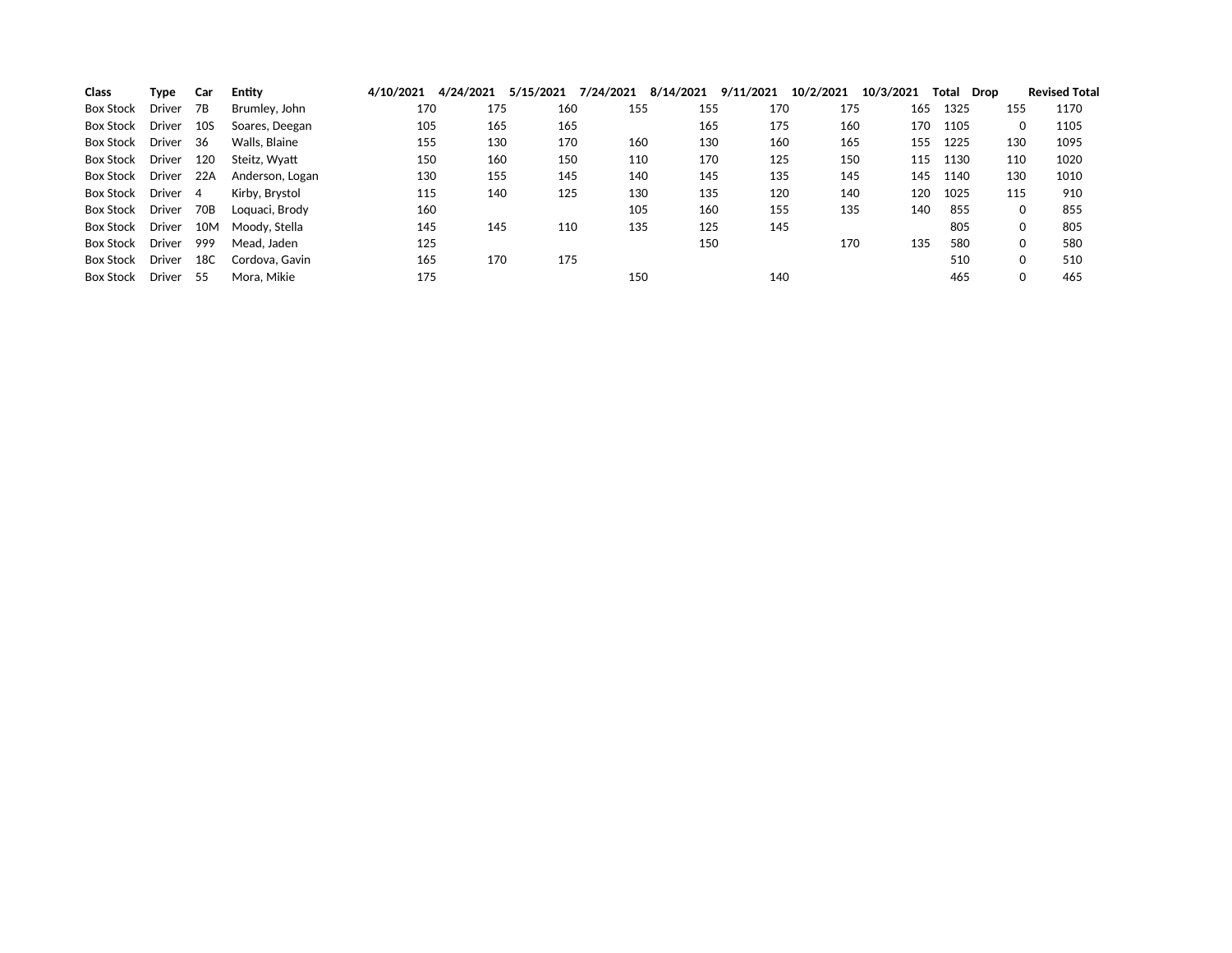| Class | Type | Car | Entity | 4/10/2021 | 4/24/2021 | 5/15/2021 | 7/24/2021 | 8/14/2021 | 9/11/2021 | 10/2/2021 | 10/3/2021 | Total | Drop | Revised Total |
|---|---|---|---|---|---|---|---|---|---|---|---|---|---|---|
| Box Stock | Driver | 7B | Brumley, John | 170 | 175 | 160 | 155 | 155 | 170 | 175 | 165 | 1325 | 155 | 1170 |
| Box Stock | Driver | 10S | Soares, Deegan | 105 | 165 | 165 | | 165 | 175 | 160 | 170 | 1105 | 0 | 1105 |
| Box Stock | Driver | 36 | Walls, Blaine | 155 | 130 | 170 | 160 | 130 | 160 | 165 | 155 | 1225 | 130 | 1095 |
| Box Stock | Driver | 120 | Steitz, Wyatt | 150 | 160 | 150 | 110 | 170 | 125 | 150 | 115 | 1130 | 110 | 1020 |
| Box Stock | Driver | 22A | Anderson, Logan | 130 | 155 | 145 | 140 | 145 | 135 | 145 | 145 | 1140 | 130 | 1010 |
| Box Stock | Driver | 4 | Kirby, Brystol | 115 | 140 | 125 | 130 | 135 | 120 | 140 | 120 | 1025 | 115 | 910 |
| Box Stock | Driver | 70B | Loquaci, Brody | 160 | | | 105 | 160 | 155 | 135 | 140 | 855 | 0 | 855 |
| Box Stock | Driver | 10M | Moody, Stella | 145 | 145 | 110 | 135 | 125 | 145 | | | 805 | 0 | 805 |
| Box Stock | Driver | 999 | Mead, Jaden | 125 | | | | 150 | | 170 | 135 | 580 | 0 | 580 |
| Box Stock | Driver | 18C | Cordova, Gavin | 165 | 170 | 175 | | | | | | 510 | 0 | 510 |
| Box Stock | Driver | 55 | Mora, Mikie | 175 | | | 150 | | 140 | | | 465 | 0 | 465 |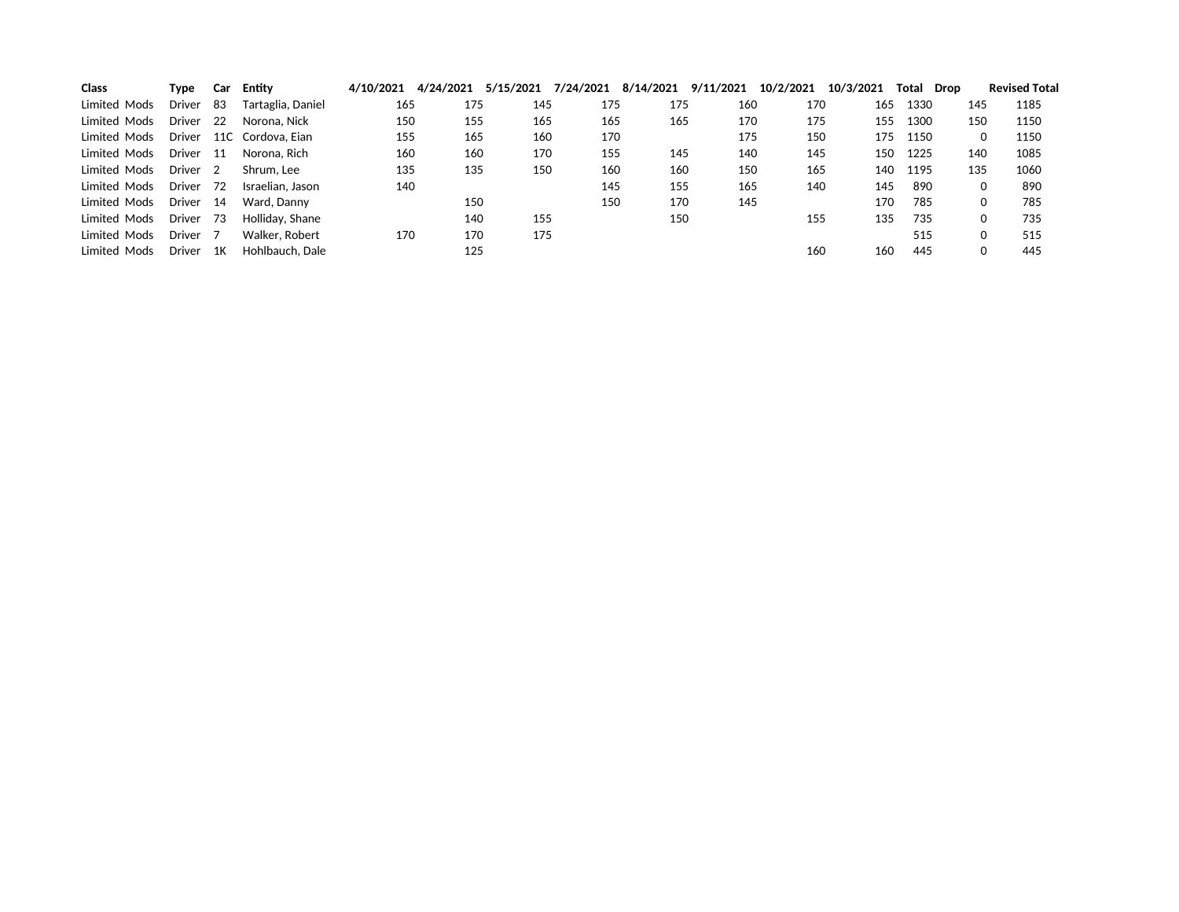| Class | Type | Car | Entity | 4/10/2021 | 4/24/2021 | 5/15/2021 | 7/24/2021 | 8/14/2021 | 9/11/2021 | 10/2/2021 | 10/3/2021 | Total | Drop | Revised Total |
|---|---|---|---|---|---|---|---|---|---|---|---|---|---|---|
| Limited Mods | Driver | 83 | Tartaglia, Daniel | 165 | 175 | 145 | 175 | 175 | 160 | 170 | 165 | 1330 | 145 | 1185 |
| Limited Mods | Driver | 22 | Norona, Nick | 150 | 155 | 165 | 165 | 165 | 170 | 175 | 155 | 1300 | 150 | 1150 |
| Limited Mods | Driver | 11C | Cordova, Eian | 155 | 165 | 160 | 170 | | 175 | 150 | 175 | 1150 | 0 | 1150 |
| Limited Mods | Driver | 11 | Norona, Rich | 160 | 160 | 170 | 155 | 145 | 140 | 145 | 150 | 1225 | 140 | 1085 |
| Limited Mods | Driver | 2 | Shrum, Lee | 135 | 135 | 150 | 160 | 160 | 150 | 165 | 140 | 1195 | 135 | 1060 |
| Limited Mods | Driver | 72 | Israelian, Jason | 140 | | | 145 | 155 | 165 | 140 | 145 | 890 | 0 | 890 |
| Limited Mods | Driver | 14 | Ward, Danny | | 150 | | 150 | 170 | 145 | | 170 | 785 | 0 | 785 |
| Limited Mods | Driver | 73 | Holliday, Shane | | 140 | 155 | | 150 | | 155 | 135 | 735 | 0 | 735 |
| Limited Mods | Driver | 7 | Walker, Robert | 170 | 170 | 175 | | | | | | 515 | 0 | 515 |
| Limited Mods | Driver | 1K | Hohlbauch, Dale | | 125 | | | | | 160 | 160 | 445 | 0 | 445 |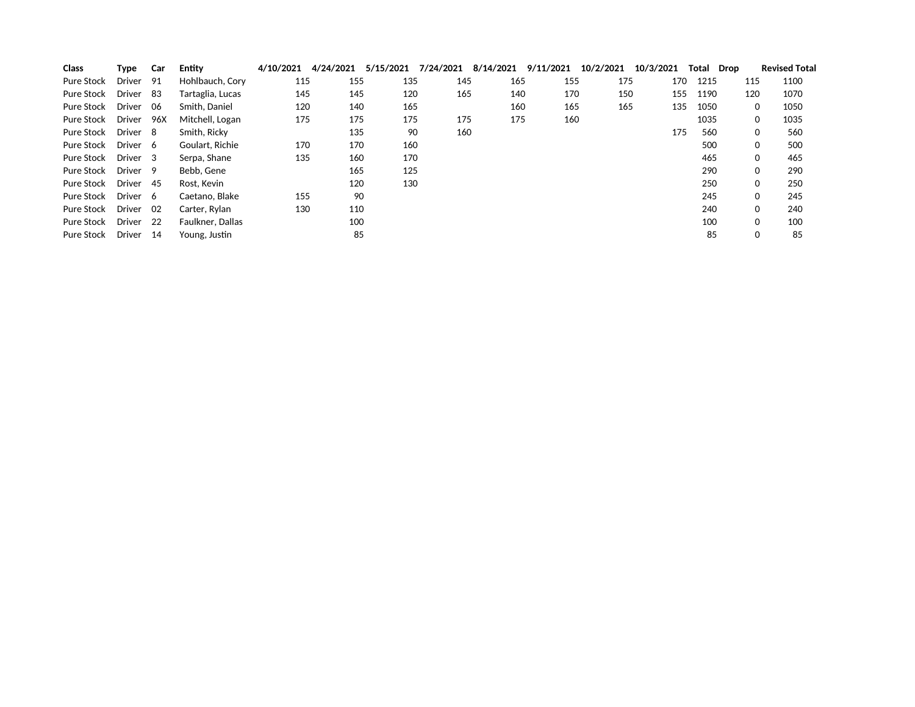| Class | Type | Car | Entity | 4/10/2021 | 4/24/2021 | 5/15/2021 | 7/24/2021 | 8/14/2021 | 9/11/2021 | 10/2/2021 | 10/3/2021 | Total | Drop | Revised Total |
|---|---|---|---|---|---|---|---|---|---|---|---|---|---|---|
| Pure Stock | Driver | 91 | Hohlbauch, Cory | 115 | 155 | 135 | 145 | 165 | 155 | 175 | 170 | 1215 | 115 | 1100 |
| Pure Stock | Driver | 83 | Tartaglia, Lucas | 145 | 145 | 120 | 165 | 140 | 170 | 150 | 155 | 1190 | 120 | 1070 |
| Pure Stock | Driver | 06 | Smith, Daniel | 120 | 140 | 165 | | 160 | 165 | 165 | 135 | 1050 | 0 | 1050 |
| Pure Stock | Driver | 96X | Mitchell, Logan | 175 | 175 | 175 | 175 | 175 | 160 | | | 1035 | 0 | 1035 |
| Pure Stock | Driver | 8 | Smith, Ricky | | 135 | 90 | 160 | | | | 175 | 560 | 0 | 560 |
| Pure Stock | Driver | 6 | Goulart, Richie | 170 | 170 | 160 | | | | | | 500 | 0 | 500 |
| Pure Stock | Driver | 3 | Serpa, Shane | 135 | 160 | 170 | | | | | | 465 | 0 | 465 |
| Pure Stock | Driver | 9 | Bebb, Gene | | 165 | 125 | | | | | | 290 | 0 | 290 |
| Pure Stock | Driver | 45 | Rost, Kevin | | 120 | 130 | | | | | | 250 | 0 | 250 |
| Pure Stock | Driver | 6 | Caetano, Blake | 155 | 90 | | | | | | | 245 | 0 | 245 |
| Pure Stock | Driver | 02 | Carter, Rylan | 130 | 110 | | | | | | | 240 | 0 | 240 |
| Pure Stock | Driver | 22 | Faulkner, Dallas | | 100 | | | | | | | 100 | 0 | 100 |
| Pure Stock | Driver | 14 | Young, Justin | | 85 | | | | | | | 85 | 0 | 85 |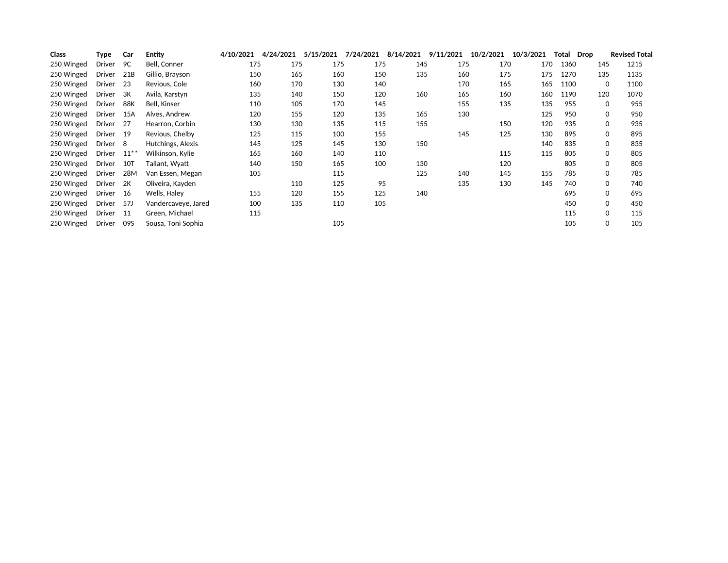| Class | Type | Car | Entity | 4/10/2021 | 4/24/2021 | 5/15/2021 | 7/24/2021 | 8/14/2021 | 9/11/2021 | 10/2/2021 | 10/3/2021 | Total | Drop | Revised Total |
|---|---|---|---|---|---|---|---|---|---|---|---|---|---|---|
| 250 Winged | Driver | 9C | Bell, Conner | 175 | 175 | 175 | 175 | 145 | 175 | 170 | 170 | 1360 | 145 | 1215 |
| 250 Winged | Driver | 21B | Gillio, Brayson | 150 | 165 | 160 | 150 | 135 | 160 | 175 | 175 | 1270 | 135 | 1135 |
| 250 Winged | Driver | 23 | Revious, Cole | 160 | 170 | 130 | 140 | | 170 | 165 | 165 | 1100 | 0 | 1100 |
| 250 Winged | Driver | 3K | Avila, Karstyn | 135 | 140 | 150 | 120 | 160 | 165 | 160 | 160 | 1190 | 120 | 1070 |
| 250 Winged | Driver | 88K | Bell, Kinser | 110 | 105 | 170 | 145 | | 155 | 135 | 135 | 955 | 0 | 955 |
| 250 Winged | Driver | 15A | Alves, Andrew | 120 | 155 | 120 | 135 | 165 | 130 | | 125 | 950 | 0 | 950 |
| 250 Winged | Driver | 27 | Hearron, Corbin | 130 | 130 | 135 | 115 | 155 | | 150 | 120 | 935 | 0 | 935 |
| 250 Winged | Driver | 19 | Revious, Chelby | 125 | 115 | 100 | 155 | | 145 | 125 | 130 | 895 | 0 | 895 |
| 250 Winged | Driver | 8 | Hutchings, Alexis | 145 | 125 | 145 | 130 | 150 | | | 140 | 835 | 0 | 835 |
| 250 Winged | Driver | 11** | Wilkinson, Kylie | 165 | 160 | 140 | 110 | | | 115 | 115 | 805 | 0 | 805 |
| 250 Winged | Driver | 10T | Tallant, Wyatt | 140 | 150 | 165 | 100 | 130 | | 120 | | 805 | 0 | 805 |
| 250 Winged | Driver | 28M | Van Essen, Megan | 105 | | 115 | | 125 | 140 | 145 | 155 | 785 | 0 | 785 |
| 250 Winged | Driver | 2K | Oliveira, Kayden | | 110 | 125 | 95 | | 135 | 130 | 145 | 740 | 0 | 740 |
| 250 Winged | Driver | 16 | Wells, Haley | 155 | 120 | 155 | 125 | 140 | | | | 695 | 0 | 695 |
| 250 Winged | Driver | 57J | Vandercaveye, Jared | 100 | 135 | 110 | 105 | | | | | 450 | 0 | 450 |
| 250 Winged | Driver | 11 | Green, Michael | 115 | | | | | | | | 115 | 0 | 115 |
| 250 Winged | Driver | 09S | Sousa, Toni Sophia | | | 105 | | | | | | 105 | 0 | 105 |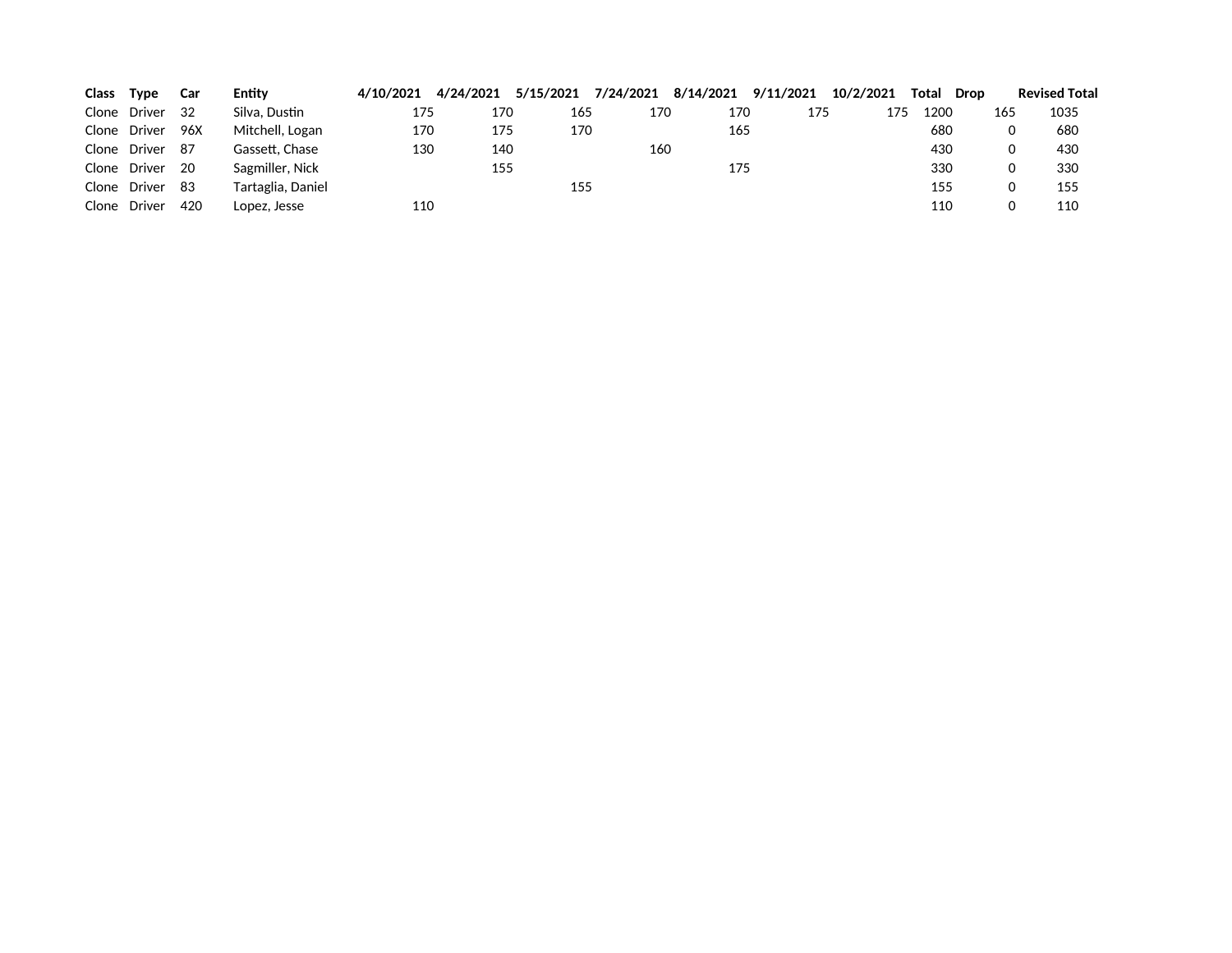| Class | Type | Car | Entity | 4/10/2021 | 4/24/2021 | 5/15/2021 | 7/24/2021 | 8/14/2021 | 9/11/2021 | 10/2/2021 | Total | Drop | Revised Total |
|---|---|---|---|---|---|---|---|---|---|---|---|---|---|
| Clone | Driver | 32 | Silva, Dustin | 175 | 170 | 165 | 170 | 170 | 175 | 175 | 1200 | 165 | 1035 |
| Clone | Driver | 96X | Mitchell, Logan | 170 | 175 | 170 | | 165 | | | 680 | 0 | 680 |
| Clone | Driver | 87 | Gassett, Chase | 130 | 140 | | 160 | | | | 430 | 0 | 430 |
| Clone | Driver | 20 | Sagmiller, Nick | | 155 | | | 175 | | | 330 | 0 | 330 |
| Clone | Driver | 83 | Tartaglia, Daniel | | | 155 | | | | | 155 | 0 | 155 |
| Clone | Driver | 420 | Lopez, Jesse | 110 | | | | | | | 110 | 0 | 110 |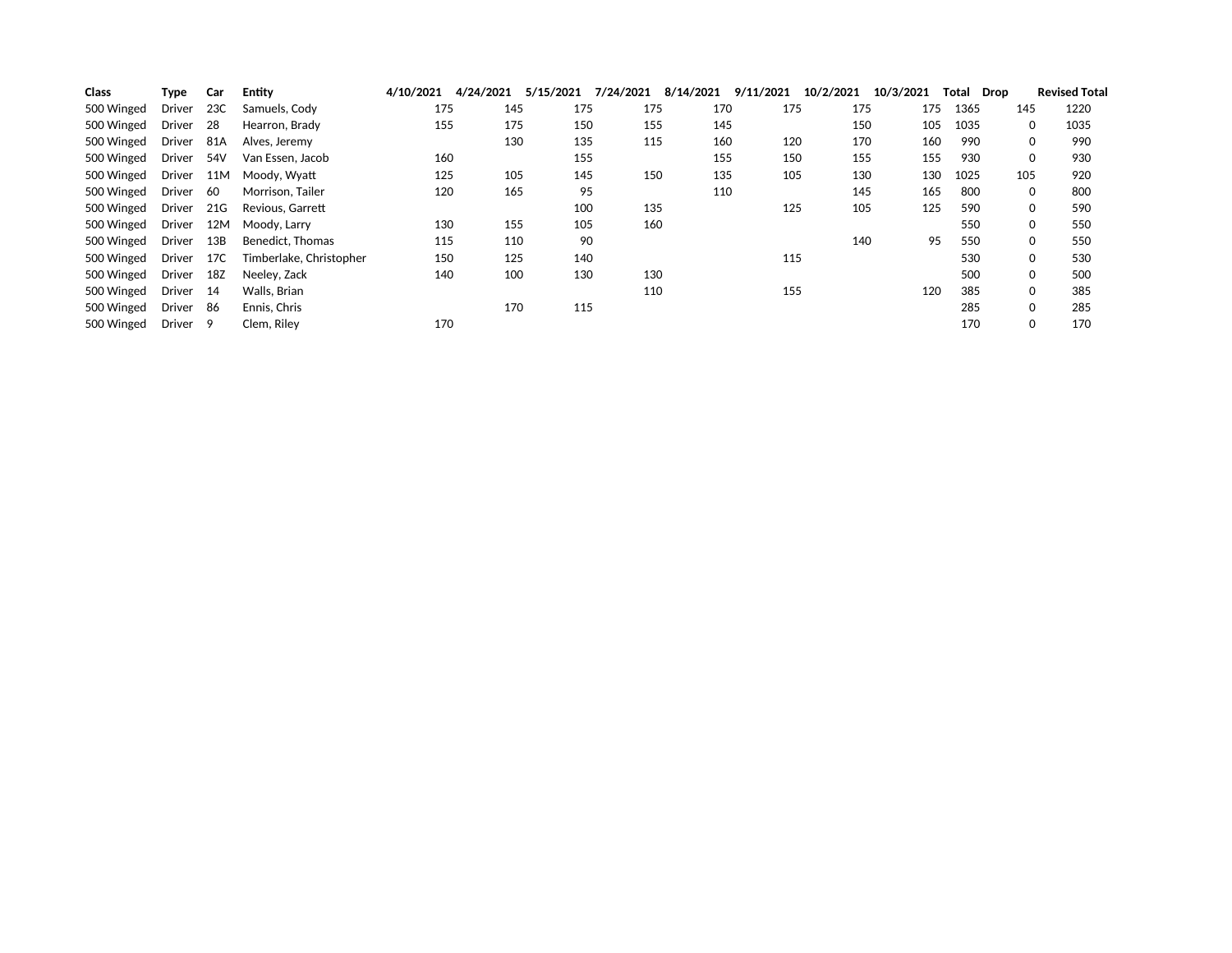| Class | Type | Car | Entity | 4/10/2021 | 4/24/2021 | 5/15/2021 | 7/24/2021 | 8/14/2021 | 9/11/2021 | 10/2/2021 | 10/3/2021 | Total | Drop | Revised Total |
|---|---|---|---|---|---|---|---|---|---|---|---|---|---|---|
| 500 Winged | Driver | 23C | Samuels, Cody | 175 | 145 | 175 | 175 | 170 | 175 | 175 | 175 | 1365 | 145 | 1220 |
| 500 Winged | Driver | 28 | Hearron, Brady | 155 | 175 | 150 | 155 | 145 | | 150 | 105 | 1035 | 0 | 1035 |
| 500 Winged | Driver | 81A | Alves, Jeremy | | 130 | 135 | 115 | 160 | 120 | 170 | 160 | 990 | 0 | 990 |
| 500 Winged | Driver | 54V | Van Essen, Jacob | 160 | | 155 | | 155 | 150 | 155 | 155 | 930 | 0 | 930 |
| 500 Winged | Driver | 11M | Moody, Wyatt | 125 | 105 | 145 | 150 | 135 | 105 | 130 | 130 | 1025 | 105 | 920 |
| 500 Winged | Driver | 60 | Morrison, Tailer | 120 | 165 | 95 | | 110 | | 145 | 165 | 800 | 0 | 800 |
| 500 Winged | Driver | 21G | Revious, Garrett | | | 100 | 135 | | 125 | 105 | 125 | 590 | 0 | 590 |
| 500 Winged | Driver | 12M | Moody, Larry | 130 | 155 | 105 | 160 | | | | | 550 | 0 | 550 |
| 500 Winged | Driver | 13B | Benedict, Thomas | 115 | 110 | 90 | | | | 140 | 95 | 550 | 0 | 550 |
| 500 Winged | Driver | 17C | Timberlake, Christopher | 150 | 125 | 140 | | | 115 | | | 530 | 0 | 530 |
| 500 Winged | Driver | 18Z | Neeley, Zack | 140 | 100 | 130 | 130 | | | | | 500 | 0 | 500 |
| 500 Winged | Driver | 14 | Walls, Brian | | | | 110 | | 155 | | 120 | 385 | 0 | 385 |
| 500 Winged | Driver | 86 | Ennis, Chris | | 170 | 115 | | | | | | 285 | 0 | 285 |
| 500 Winged | Driver | 9 | Clem, Riley | 170 | | | | | | | | 170 | 0 | 170 |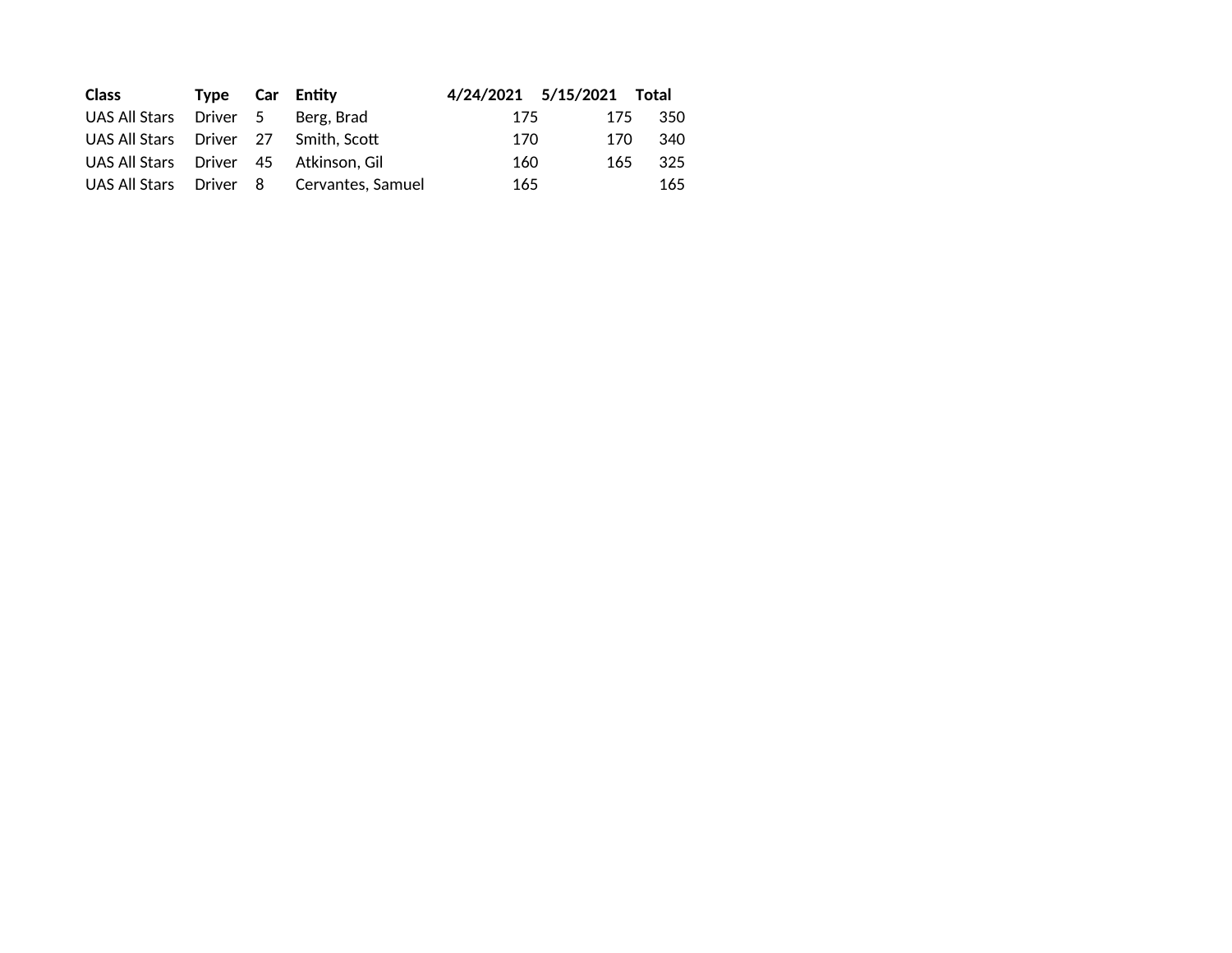| Class | Type | Car | Entity | 4/24/2021 | 5/15/2021 | Total |
|---|---|---|---|---|---|---|
| UAS All Stars | Driver | 5 | Berg, Brad | 175 | 175 | 350 |
| UAS All Stars | Driver | 27 | Smith, Scott | 170 | 170 | 340 |
| UAS All Stars | Driver | 45 | Atkinson, Gil | 160 | 165 | 325 |
| UAS All Stars | Driver | 8 | Cervantes, Samuel | 165 | | 165 |